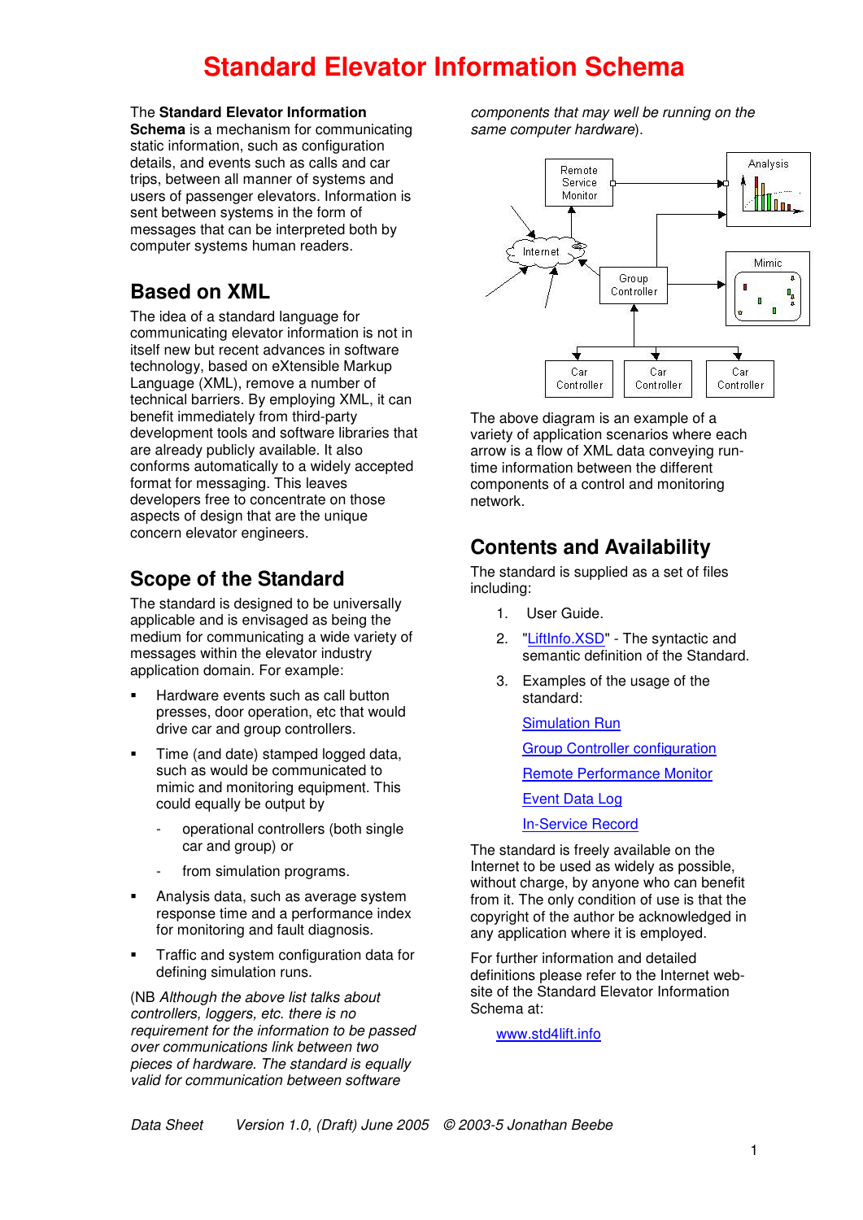# Standard Elevator Information Schema

The **Standard Elevator Information Schema** is a mechanism for communicating static information, such as configuration details, and events such as calls and car trips, between all manner of systems and users of passenger elevators. Information is sent between systems in the form of messages that can be interpreted both by computer systems human readers.

## Based on XML

The idea of a standard language for communicating elevator information is not in itself new but recent advances in software technology, based on eXtensible Markup Language (XML), remove a number of technical barriers. By employing XML, it can benefit immediately from third-party development tools and software libraries that are already publicly available. It also conforms automatically to a widely accepted format for messaging. This leaves developers free to concentrate on those aspects of design that are the unique concern elevator engineers.

## Scope of the Standard

The standard is designed to be universally applicable and is envisaged as being the medium for communicating a wide variety of messages within the elevator industry application domain. For example:

- Hardware events such as call button presses, door operation, etc that would drive car and group controllers.
- Time (and date) stamped logged data, such as would be communicated to mimic and monitoring equipment. This could equally be output by
  - operational controllers (both single car and group) or
  - from simulation programs.
- Analysis data, such as average system response time and a performance index for monitoring and fault diagnosis.
- Traffic and system configuration data for defining simulation runs.

(NB *Although the above list talks about controllers, loggers, etc. there is no requirement for the information to be passed over communications link between two pieces of hardware. The standard is equally valid for communication between software components that may well be running on the same computer hardware*).

The above diagram is an example of a variety of application scenarios where each arrow is a flow of XML data conveying run-time information between the different components of a control and monitoring network.

## Contents and Availability

The standard is supplied as a set of files including:

1. User Guide.
2. "LiftInfo.XSD" - The syntactic and semantic definition of the Standard.
3. Examples of the usage of the standard:

   Simulation Run

   Group Controller configuration

   Remote Performance Monitor

   Event Data Log

   In-Service Record

The standard is freely available on the Internet to be used as widely as possible, without charge, by anyone who can benefit from it. The only condition of use is that the copyright of the author be acknowledged in any application where it is employed.

For further information and detailed definitions please refer to the Internet web-site of the Standard Elevator Information Schema at:

www.std4lift.info

*Data Sheet Version 1.0, (Draft) June 2005 © 2003-5 Jonathan Beebe*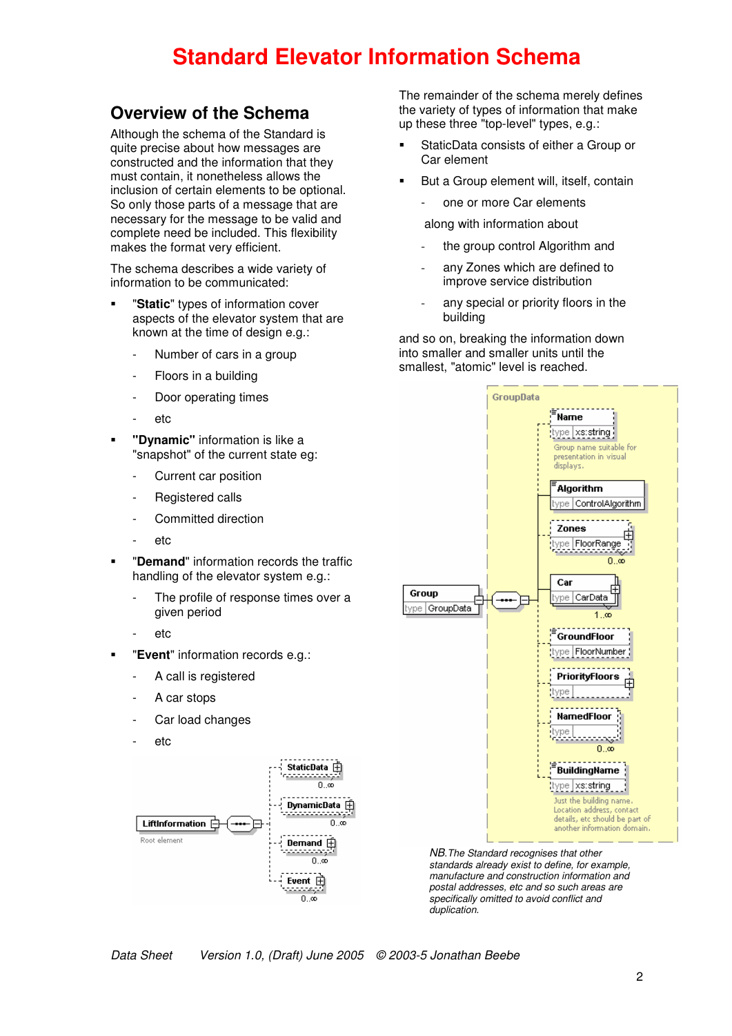# Standard Elevator Information Schema

## Overview of the Schema

Although the schema of the Standard is quite precise about how messages are constructed and the information that they must contain, it nonetheless allows the inclusion of certain elements to be optional. So only those parts of a message that are necessary for the message to be valid and complete need be included. This flexibility makes the format very efficient.

The schema describes a wide variety of information to be communicated:

- "**Static**" types of information cover aspects of the elevator system that are known at the time of design e.g.:
  - Number of cars in a group
  - Floors in a building
  - Door operating times
  - etc
- **"Dynamic"** information is like a "snapshot" of the current state eg:
  - Current car position
  - Registered calls
  - Committed direction
  - etc
- "**Demand**" information records the traffic handling of the elevator system e.g.:
  - The profile of response times over a given period
  - etc
- "**Event**" information records e.g.:
  - A call is registered
  - A car stops
  - Car load changes
  - etc

LiftInformation
Root element
StaticData 0..∞
DynamicData 0..∞
Demand 0..∞
Event 0..∞

The remainder of the schema merely defines the variety of types of information that make up these three "top-level" types, e.g.:

- StaticData consists of either a Group or Car element
- But a Group element will, itself, contain
  - one or more Car elements

  along with information about
  - the group control Algorithm and
  - any Zones which are defined to improve service distribution
  - any special or priority floors in the building

and so on, breaking the information down into smaller and smaller units until the smallest, "atomic" level is reached.

GroupData
Group type GroupData
Name type xs:string
Group name suitable for presentation in visual displays.
Algorithm type ControlAlgorithm
Zones type FloorRange 0..∞
Car type CarData 1..∞
GroundFloor type FloorNumber
PriorityFloors type
NamedFloor type 0..∞
BuildingName type xs:string
Just the building name. Location address, contact details, etc should be part of another information domain.

*NB. The Standard recognises that other standards already exist to define, for example, manufacture and construction information and postal addresses, etc and so such areas are specifically omitted to avoid conflict and duplication.*

*Data Sheet Version 1.0, (Draft) June 2005 © 2003-5 Jonathan Beebe*